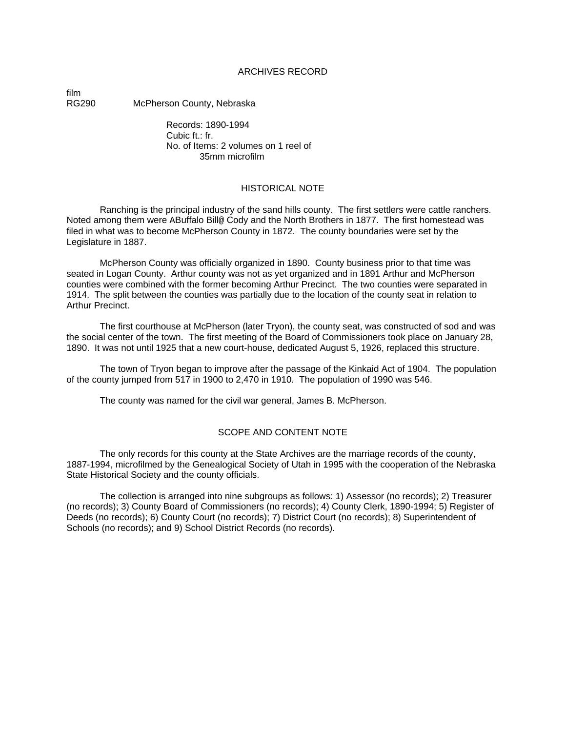# ARCHIVES RECORD

film
RG290 McPherson County, Nebraska

Records: 1890-1994
Cubic ft.: fr.
No. of Items: 2 volumes on 1 reel of 35mm microfilm

## HISTORICAL NOTE

Ranching is the principal industry of the sand hills county. The first settlers were cattle ranchers. Noted among them were ABuffalo Bill@ Cody and the North Brothers in 1877. The first homestead was filed in what was to become McPherson County in 1872. The county boundaries were set by the Legislature in 1887.

McPherson County was officially organized in 1890. County business prior to that time was seated in Logan County. Arthur county was not as yet organized and in 1891 Arthur and McPherson counties were combined with the former becoming Arthur Precinct. The two counties were separated in 1914. The split between the counties was partially due to the location of the county seat in relation to Arthur Precinct.

The first courthouse at McPherson (later Tryon), the county seat, was constructed of sod and was the social center of the town. The first meeting of the Board of Commissioners took place on January 28, 1890. It was not until 1925 that a new court-house, dedicated August 5, 1926, replaced this structure.

The town of Tryon began to improve after the passage of the Kinkaid Act of 1904. The population of the county jumped from 517 in 1900 to 2,470 in 1910. The population of 1990 was 546.

The county was named for the civil war general, James B. McPherson.

## SCOPE AND CONTENT NOTE

The only records for this county at the State Archives are the marriage records of the county, 1887-1994, microfilmed by the Genealogical Society of Utah in 1995 with the cooperation of the Nebraska State Historical Society and the county officials.

The collection is arranged into nine subgroups as follows: 1) Assessor (no records); 2) Treasurer (no records); 3) County Board of Commissioners (no records); 4) County Clerk, 1890-1994; 5) Register of Deeds (no records); 6) County Court (no records); 7) District Court (no records); 8) Superintendent of Schools (no records); and 9) School District Records (no records).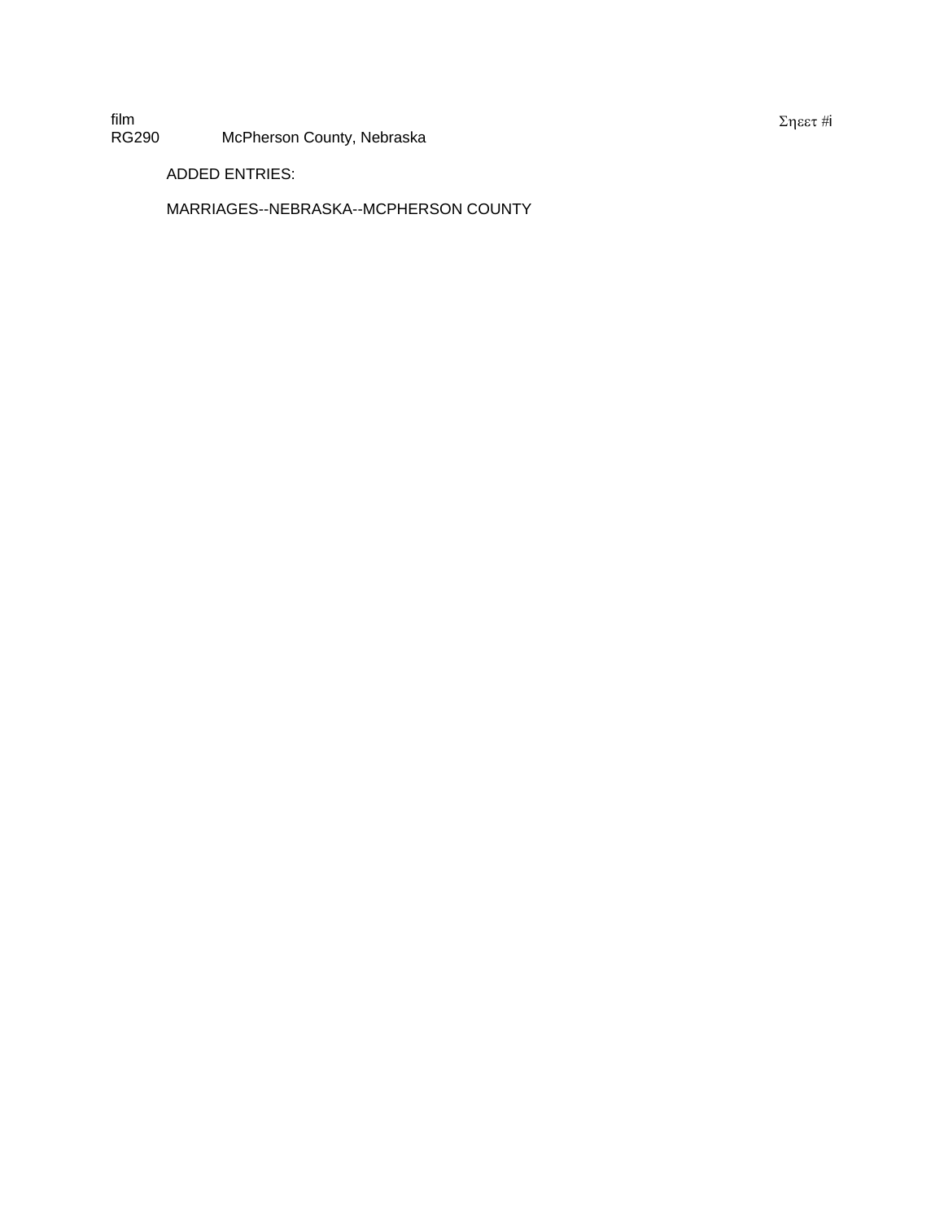film
RG290 McPherson County, Nebraska

ADDED ENTRIES:

MARRIAGES--NEBRASKA--MCPHERSON COUNTY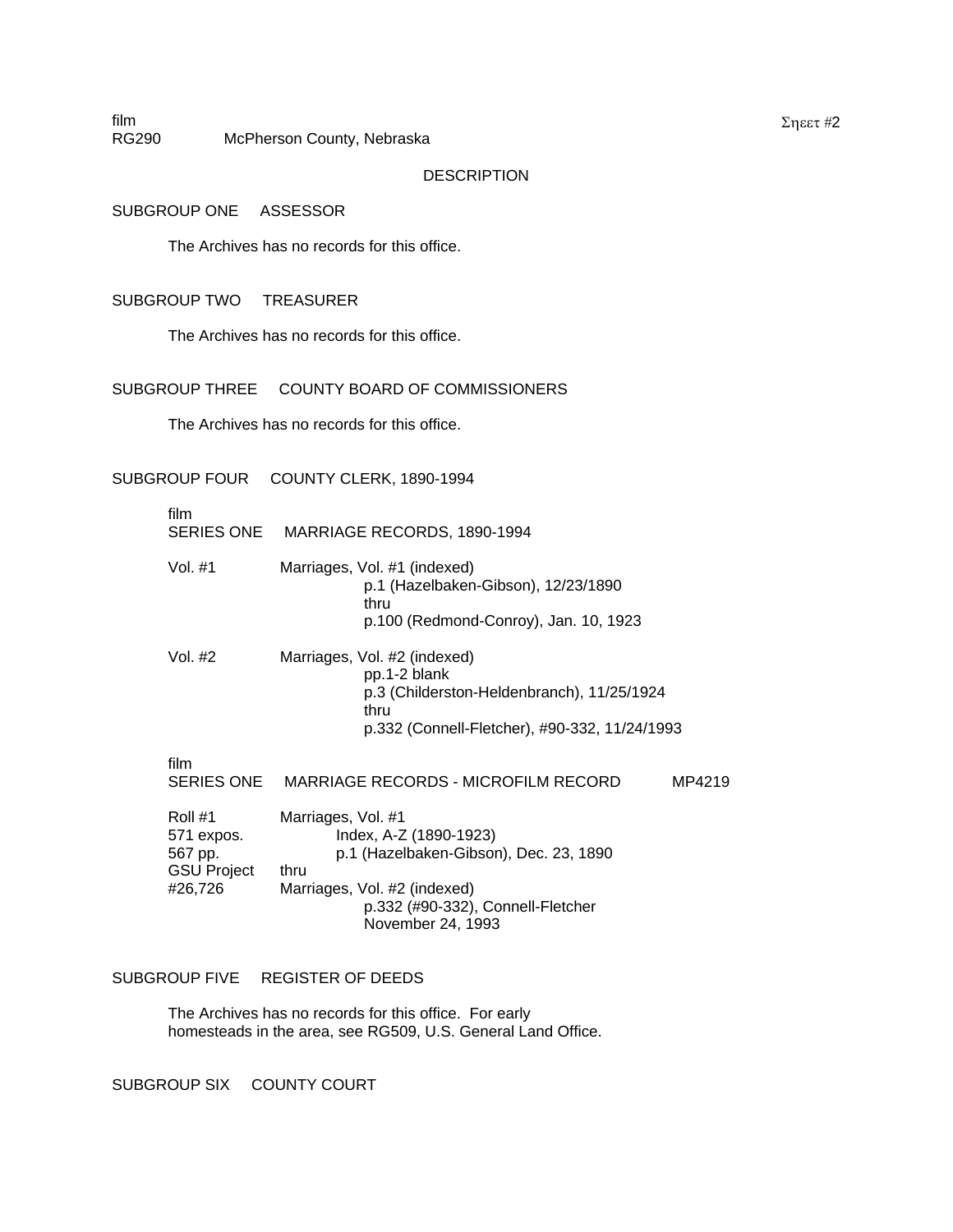film
RG290 McPherson County, Nebraska

Sheet #2

DESCRIPTION

SUBGROUP ONE ASSESSOR

The Archives has no records for this office.

SUBGROUP TWO TREASURER

The Archives has no records for this office.

SUBGROUP THREE COUNTY BOARD OF COMMISSIONERS

The Archives has no records for this office.

SUBGROUP FOUR COUNTY CLERK, 1890-1994

film
SERIES ONE MARRIAGE RECORDS, 1890-1994

Vol. #1 Marriages, Vol. #1 (indexed)
p.1 (Hazelbaken-Gibson), 12/23/1890
thru
p.100 (Redmond-Conroy), Jan. 10, 1923

Vol. #2 Marriages, Vol. #2 (indexed)
pp.1-2 blank
p.3 (Childerston-Heldenbranch), 11/25/1924
thru
p.332 (Connell-Fletcher), #90-332, 11/24/1993

film
SERIES ONE MARRIAGE RECORDS - MICROFILM RECORD MP4219

Roll #1 Marriages, Vol. #1
571 expos. Index, A-Z (1890-1923)
567 pp. p.1 (Hazelbaken-Gibson), Dec. 23, 1890
GSU Project thru
#26,726 Marriages, Vol. #2 (indexed)
p.332 (#90-332), Connell-Fletcher
November 24, 1993

SUBGROUP FIVE REGISTER OF DEEDS

The Archives has no records for this office. For early homesteads in the area, see RG509, U.S. General Land Office.

SUBGROUP SIX COUNTY COURT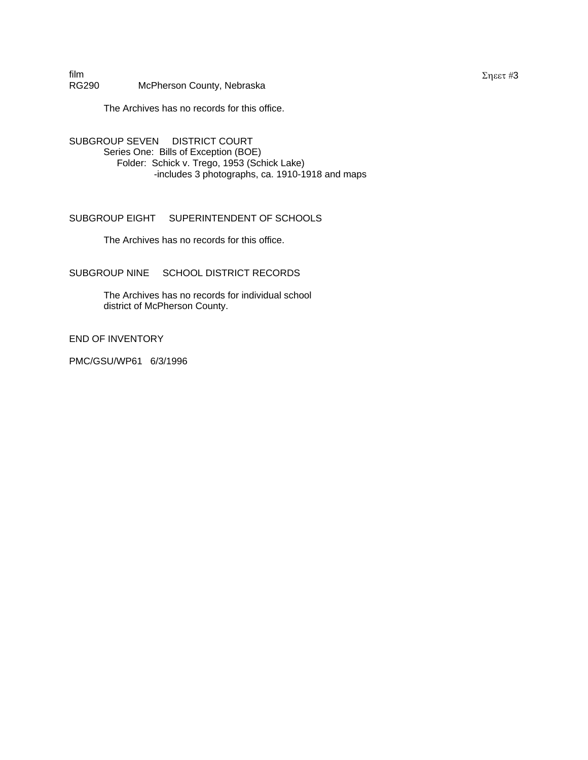The Archives has no records for this office.

## SUBGROUP SEVEN DISTRICT COURT

Series One: Bills of Exception (BOE)

Folder: Schick v. Trego, 1953 (Schick Lake)

-includes 3 photographs, ca. 1910-1918 and maps

## SUBGROUP EIGHT SUPERINTENDENT OF SCHOOLS

The Archives has no records for this office.

## SUBGROUP NINE SCHOOL DISTRICT RECORDS

The Archives has no records for individual school district of McPherson County.

END OF INVENTORY

PMC/GSU/WP61 6/3/1996